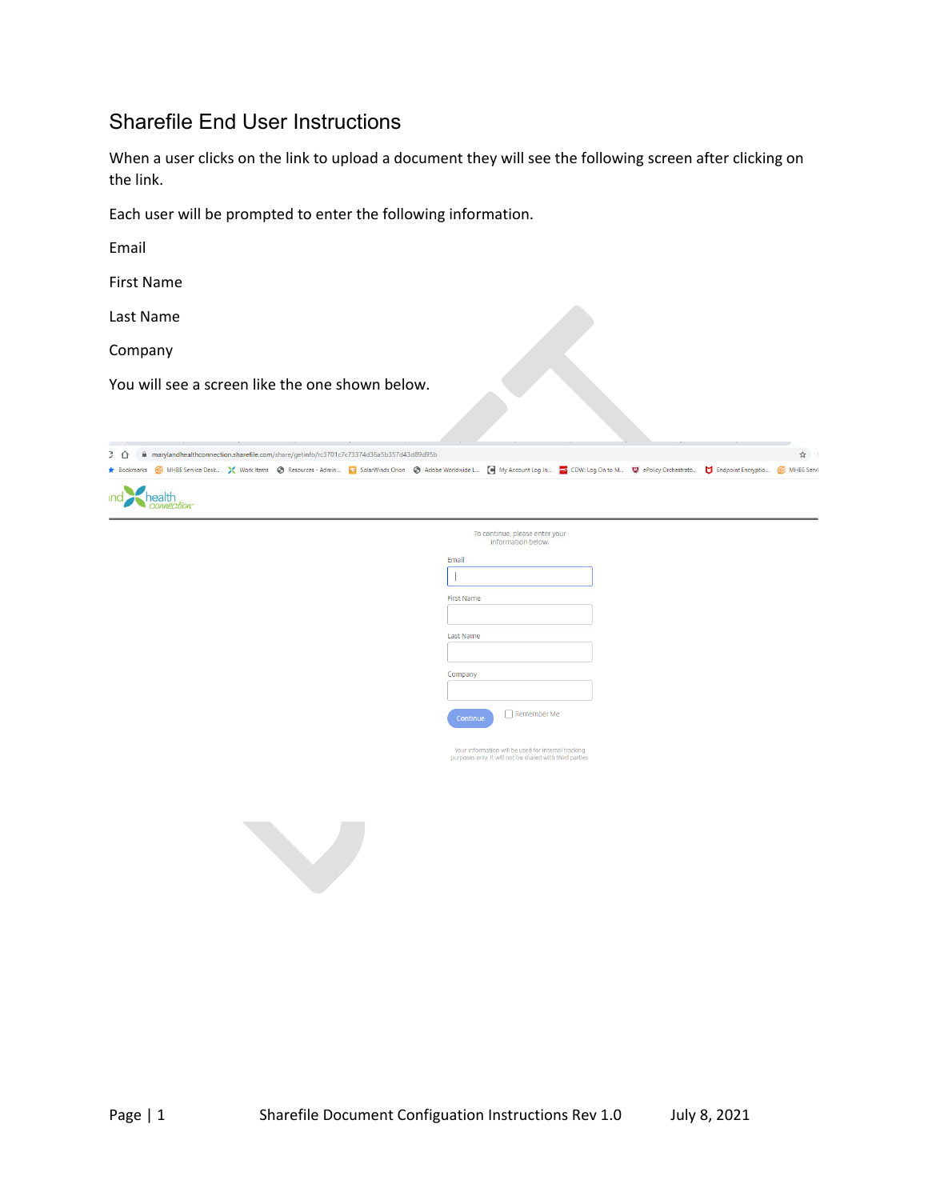# Sharefile End User Instructions

When a user clicks on the link to upload a document they will see the following screen after clicking on the link.

Each user will be prompted to enter the following information.

Email

First Name

Last Name

Company

You will see a screen like the one shown below.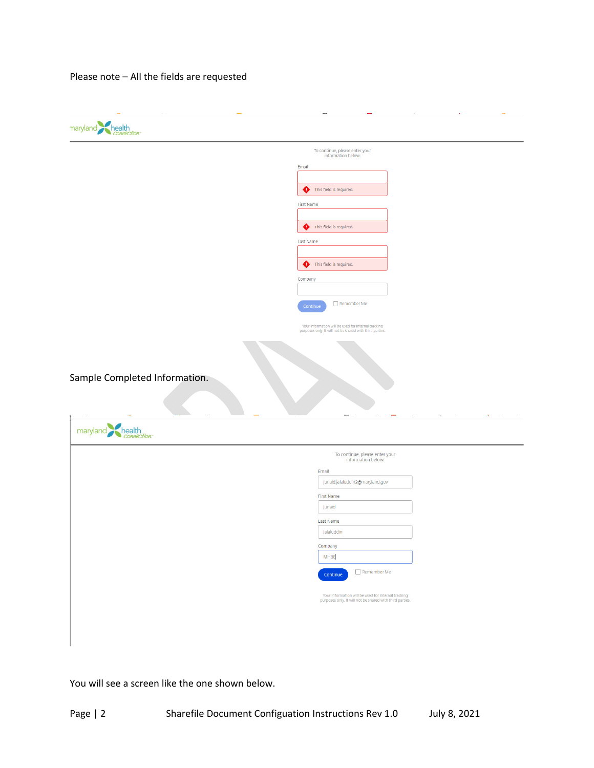Please note – All the fields are requested

maryland health connection

To continue, please enter your information below.

Email

This field is required.

First Name

This field is required.

Last Name

This field is required.

Company

Continue

Remember Me

Your information will be used for internal tracking purposes only. It will not be shared with third parties.

Sample Completed Information.

maryland health connection

To continue, please enter your information below.

Email

junaid.jalaluddin2@maryland.gov

First Name

Junaid

Last Name

Jalaluddin

Company

MHBE

Continue

Remember Me

Your information will be used for internal tracking purposes only. It will not be shared with third parties.

You will see a screen like the one shown below.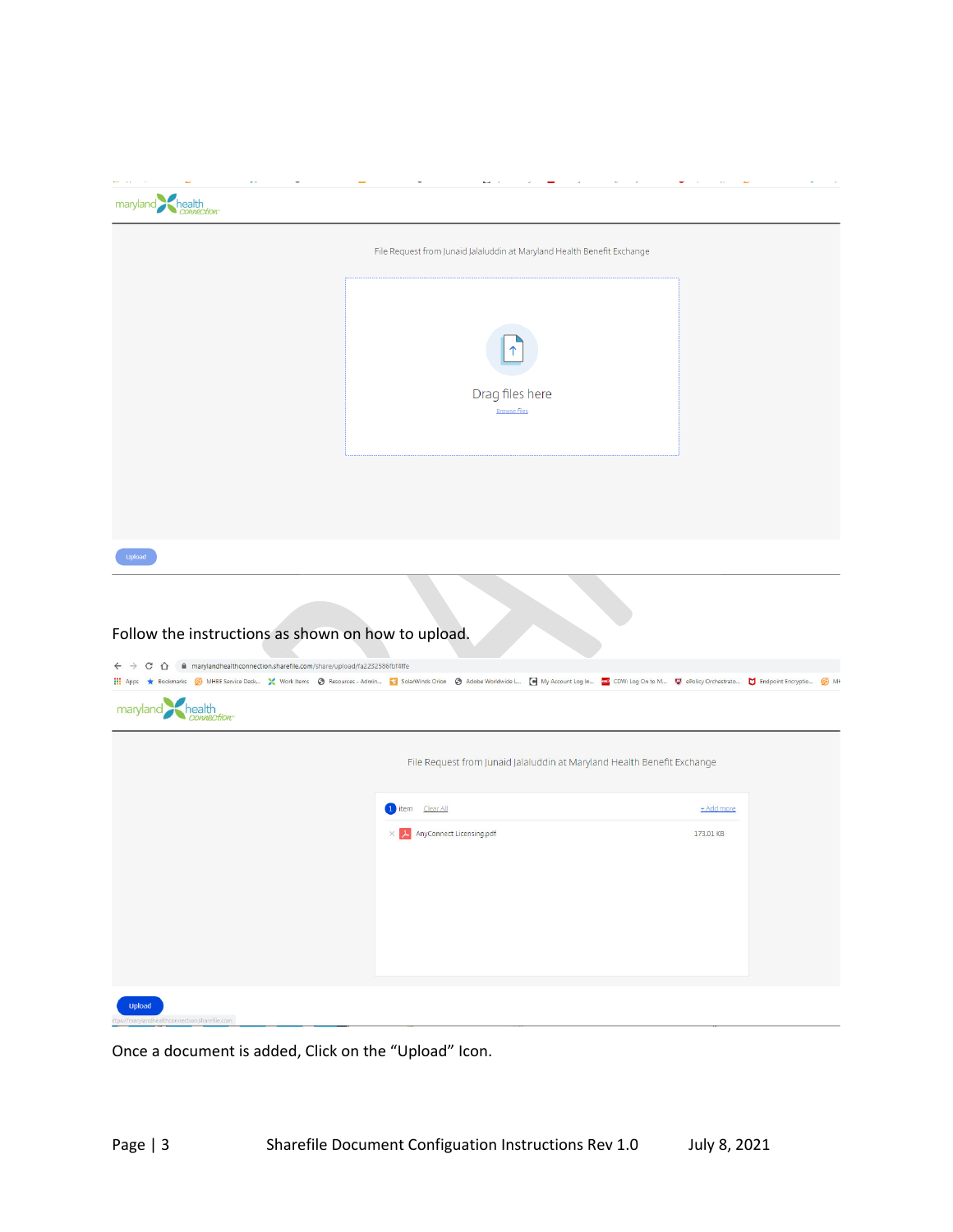Follow the instructions as shown on how to upload.

Once a document is added, Click on the “Upload” Icon.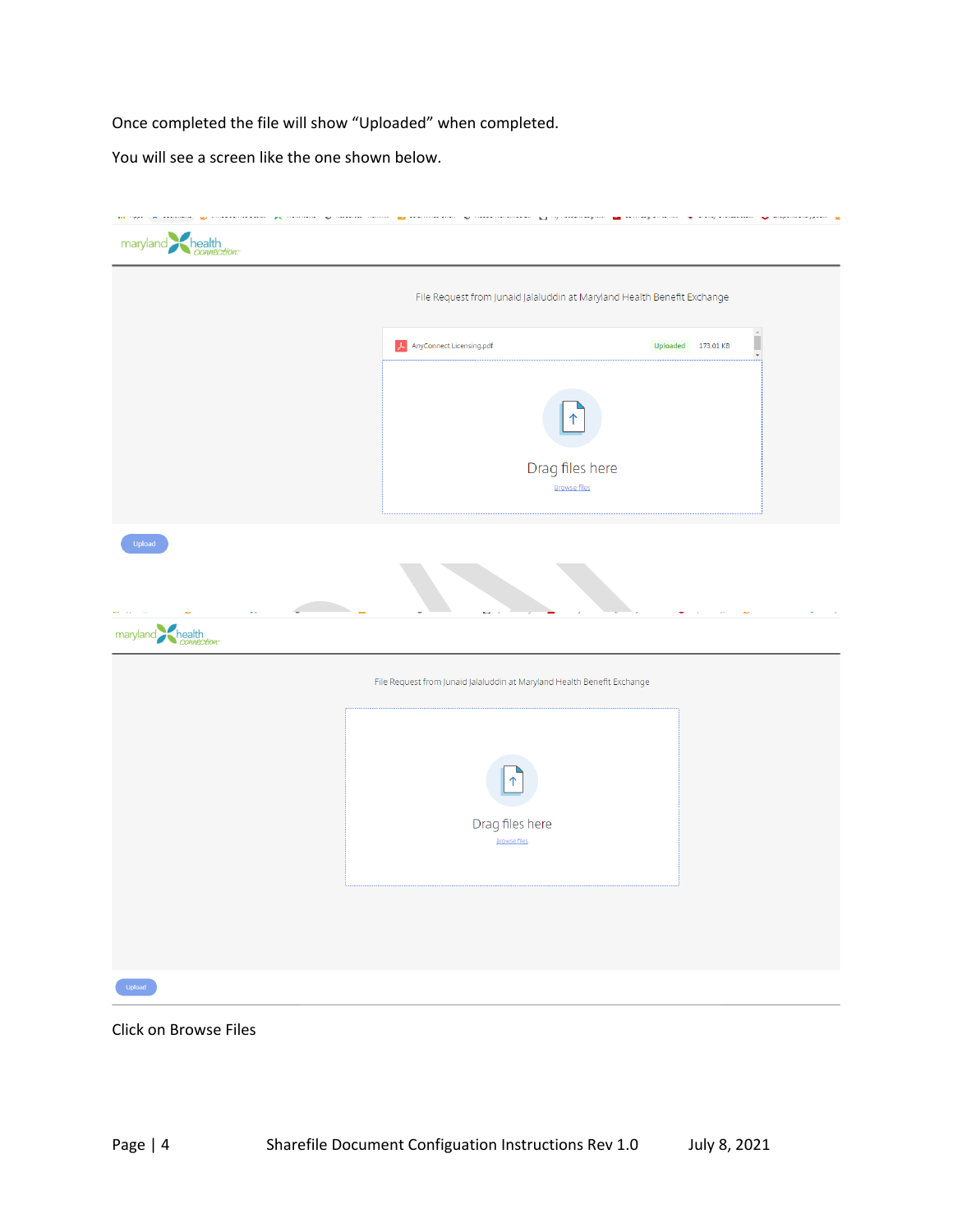Once completed the file will show “Uploaded” when completed.

You will see a screen like the one shown below.

Click on Browse Files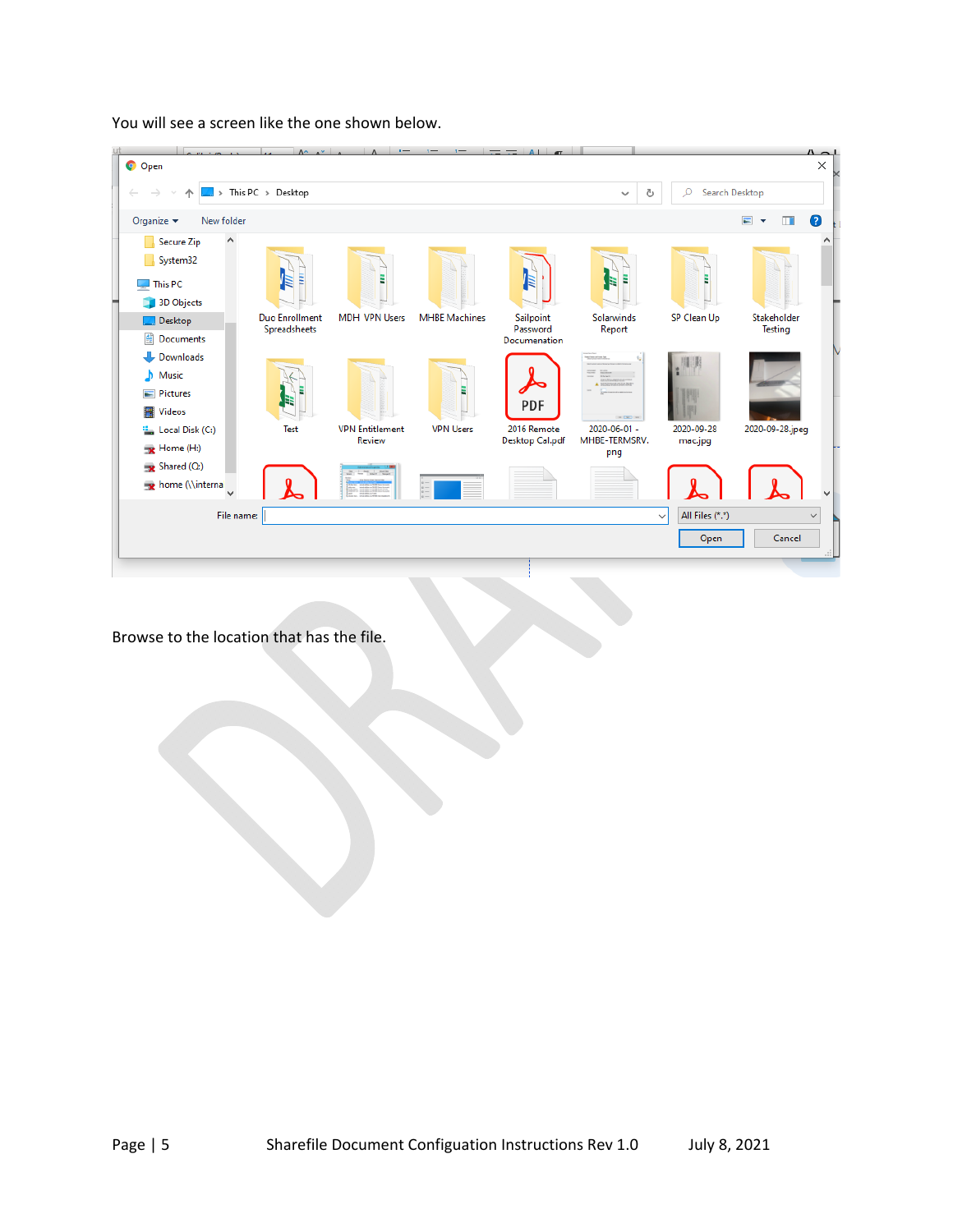You will see a screen like the one shown below.

Browse to the location that has the file.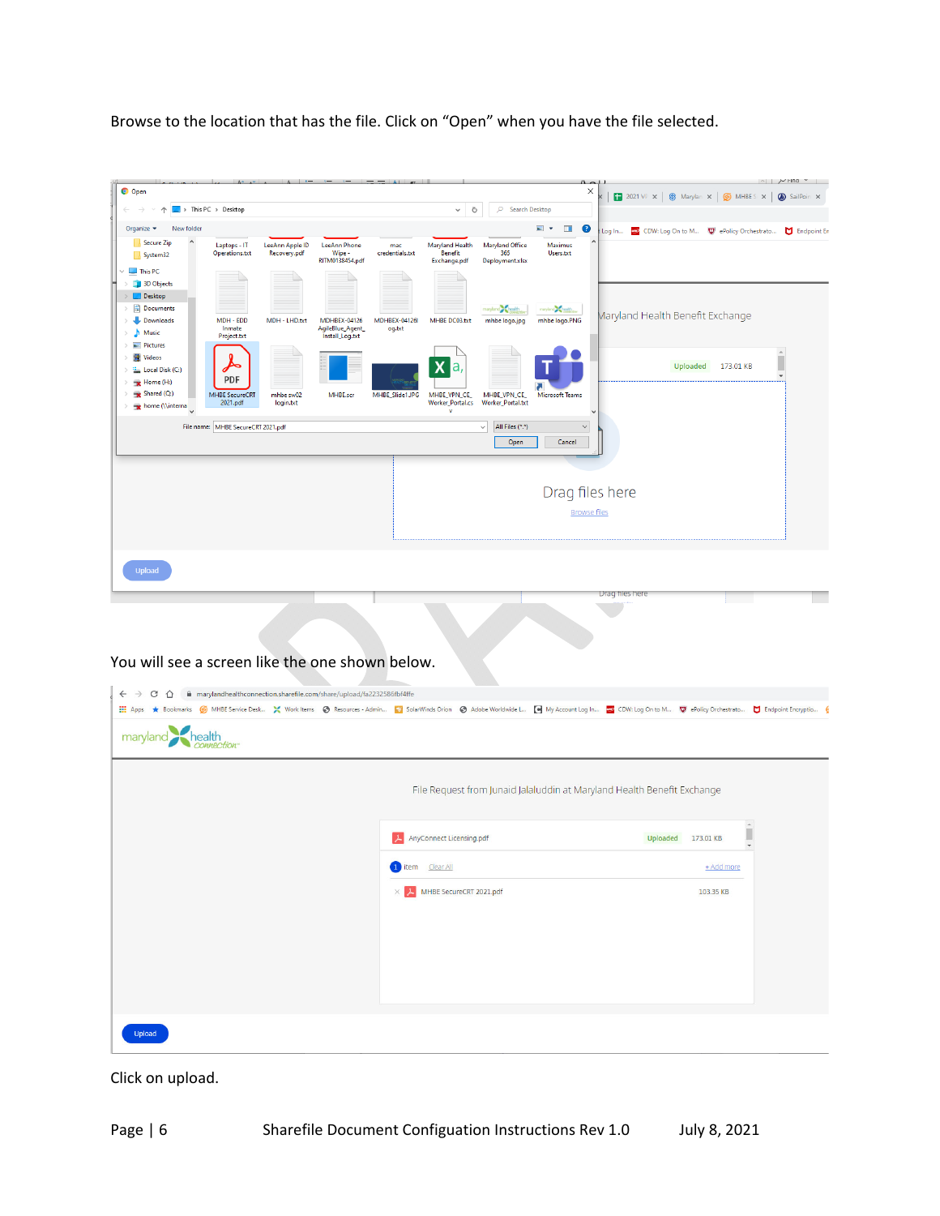Browse to the location that has the file. Click on "Open" when you have the file selected.

You will see a screen like the one shown below.

Click on upload.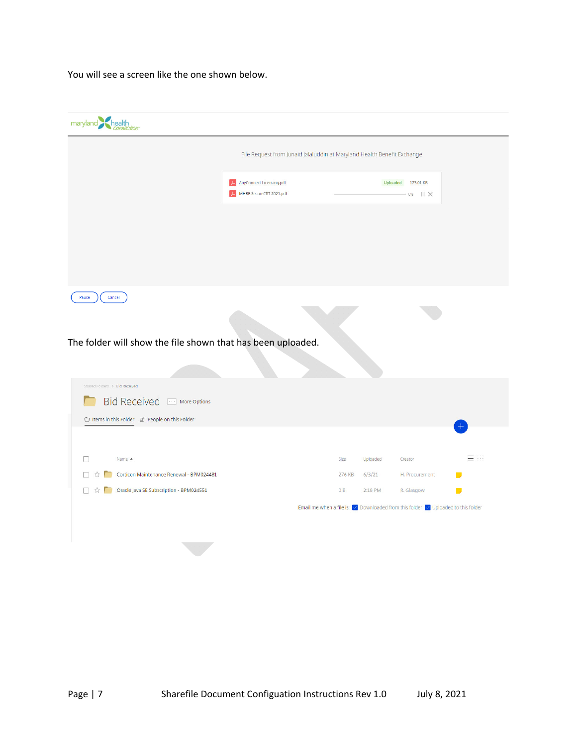You will see a screen like the one shown below.

The folder will show the file shown that has been uploaded.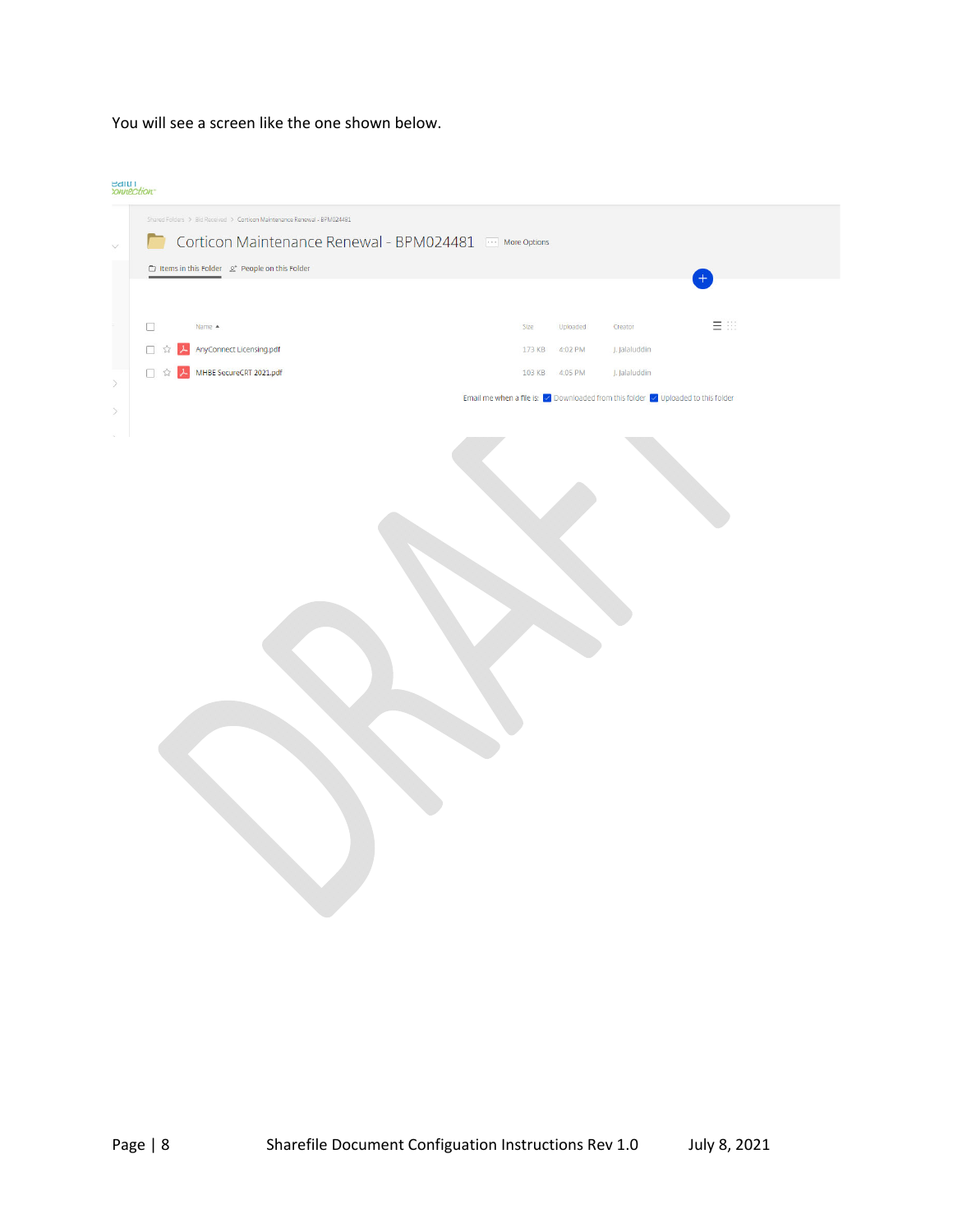You will see a screen like the one shown below.

Shared Folders > Bid Received > Corticon Maintenance Renewal - BPM024481

Corticon Maintenance Renewal - BPM024481 More Options

Items in this Folder People on this Folder

| Name | Size | Uploaded | Creator |
| --- | --- | --- | --- |
| AnyConnect Licensing.pdf | 173 KB | 4:02 PM | J. Jalaluddin |
| MHBE SecureCRT 2021.pdf | 103 KB | 4:05 PM | J. Jalaluddin |

Email me when a file is: Downloaded from this folder Uploaded to this folder